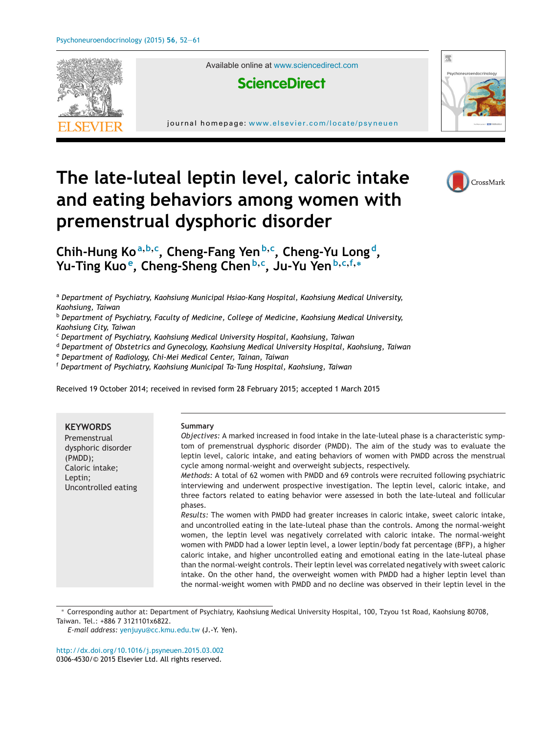# The late-luteal leptin level, caloric intake and eating behaviors among women with premenstrual dysphoric disorder

Chih-Hung Ko[a,b,c], Cheng-Fang Yen[b,c], Cheng-Yu Long[d], Yu-Ting Kuo[e], Cheng-Sheng Chen[b,c], Ju-Yu Yen[b,c,f,*]

[a] *Department of Psychiatry, Kaohsiung Municipal Hsiao-Kang Hospital, Kaohsiung Medical University, Kaohsiung, Taiwan*
[b] *Department of Psychiatry, Faculty of Medicine, College of Medicine, Kaohsiung Medical University, Kaohsiung City, Taiwan*
[c] *Department of Psychiatry, Kaohsiung Medical University Hospital, Kaohsiung, Taiwan*
[d] *Department of Obstetrics and Gynecology, Kaohsiung Medical University Hospital, Kaohsiung, Taiwan*
[e] *Department of Radiology, Chi-Mei Medical Center, Tainan, Taiwan*
[f] *Department of Psychiatry, Kaohsiung Municipal Ta-Tung Hospital, Kaohsiung, Taiwan*

Received 19 October 2014; received in revised form 28 February 2015; accepted 1 March 2015

**KEYWORDS**
Premenstrual dysphoric disorder (PMDD);
Caloric intake;
Leptin;
Uncontrolled eating

**Summary**

*Objectives:* A marked increased in food intake in the late-luteal phase is a characteristic symptom of premenstrual dysphoric disorder (PMDD). The aim of the study was to evaluate the leptin level, caloric intake, and eating behaviors of women with PMDD across the menstrual cycle among normal-weight and overweight subjects, respectively.

*Methods:* A total of 62 women with PMDD and 69 controls were recruited following psychiatric interviewing and underwent prospective investigation. The leptin level, caloric intake, and three factors related to eating behavior were assessed in both the late-luteal and follicular phases.

*Results:* The women with PMDD had greater increases in caloric intake, sweet caloric intake, and uncontrolled eating in the late-luteal phase than the controls. Among the normal-weight women, the leptin level was negatively correlated with caloric intake. The normal-weight women with PMDD had a lower leptin level, a lower leptin/body fat percentage (BFP), a higher caloric intake, and higher uncontrolled eating and emotional eating in the late-luteal phase than the normal-weight controls. Their leptin level was correlated negatively with sweet caloric intake. On the other hand, the overweight women with PMDD had a higher leptin level than the normal-weight women with PMDD and no decline was observed in their leptin level in the

\* Corresponding author at: Department of Psychiatry, Kaohsiung Medical University Hospital, 100, Tzyou 1st Road, Kaohsiung 80708, Taiwan. Tel.: +886 7 3121101x6822.
*E-mail address:* yenjuyu@cc.kmu.edu.tw (J.-Y. Yen).

http://dx.doi.org/10.1016/j.psyneuen.2015.03.002
0306-4530/© 2015 Elsevier Ltd. All rights reserved.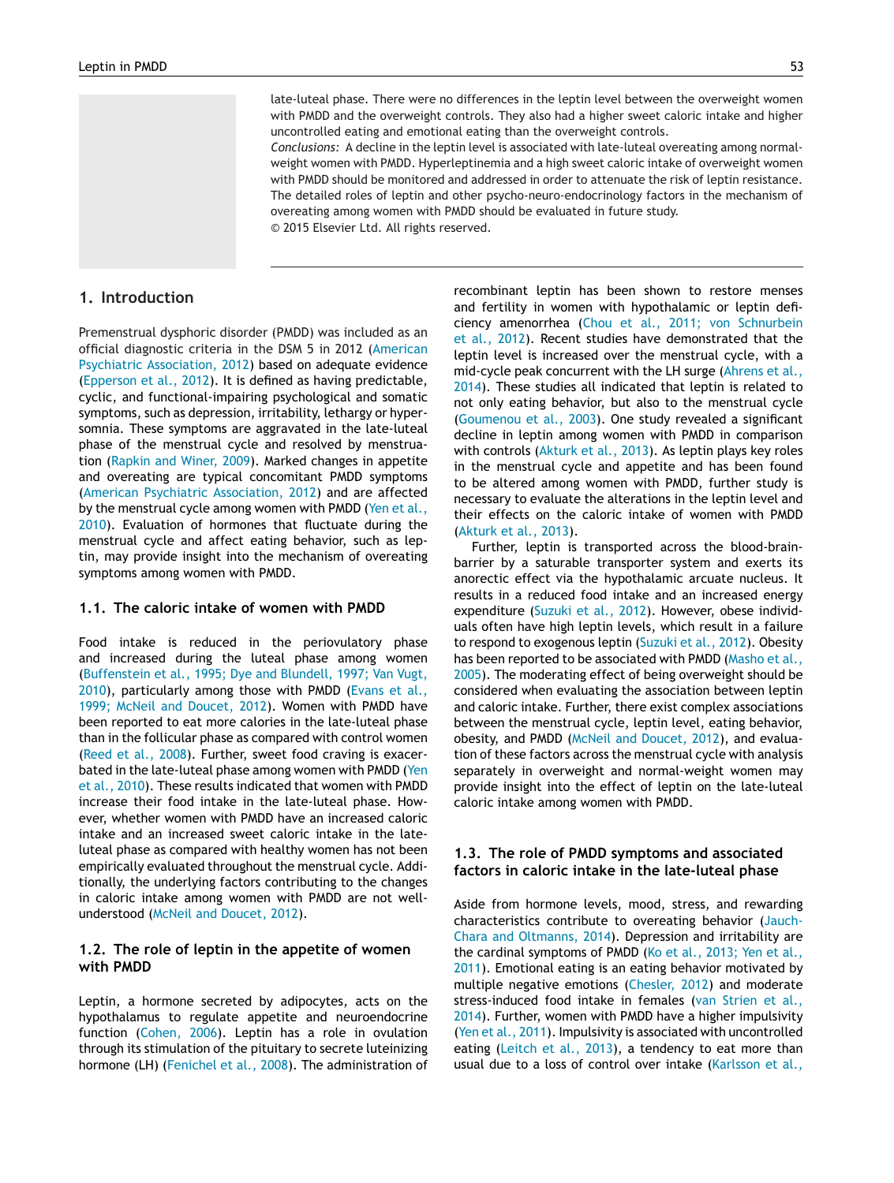late-luteal phase. There were no differences in the leptin level between the overweight women with PMDD and the overweight controls. They also had a higher sweet caloric intake and higher uncontrolled eating and emotional eating than the overweight controls.

*Conclusions:* A decline in the leptin level is associated with late-luteal overeating among normal-weight women with PMDD. Hyperleptinemia and a high sweet caloric intake of overweight women with PMDD should be monitored and addressed in order to attenuate the risk of leptin resistance. The detailed roles of leptin and other psycho-neuro-endocrinology factors in the mechanism of overeating among women with PMDD should be evaluated in future study.

© 2015 Elsevier Ltd. All rights reserved.

## 1. Introduction

Premenstrual dysphoric disorder (PMDD) was included as an official diagnostic criteria in the DSM 5 in 2012 (American Psychiatric Association, 2012) based on adequate evidence (Epperson et al., 2012). It is defined as having predictable, cyclic, and functional-impairing psychological and somatic symptoms, such as depression, irritability, lethargy or hypersomnia. These symptoms are aggravated in the late-luteal phase of the menstrual cycle and resolved by menstruation (Rapkin and Winer, 2009). Marked changes in appetite and overeating are typical concomitant PMDD symptoms (American Psychiatric Association, 2012) and are affected by the menstrual cycle among women with PMDD (Yen et al., 2010). Evaluation of hormones that fluctuate during the menstrual cycle and affect eating behavior, such as leptin, may provide insight into the mechanism of overeating symptoms among women with PMDD.

### 1.1. The caloric intake of women with PMDD

Food intake is reduced in the periovulatory phase and increased during the luteal phase among women (Buffenstein et al., 1995; Dye and Blundell, 1997; Van Vugt, 2010), particularly among those with PMDD (Evans et al., 1999; McNeil and Doucet, 2012). Women with PMDD have been reported to eat more calories in the late-luteal phase than in the follicular phase as compared with control women (Reed et al., 2008). Further, sweet food craving is exacerbated in the late-luteal phase among women with PMDD (Yen et al., 2010). These results indicated that women with PMDD increase their food intake in the late-luteal phase. However, whether women with PMDD have an increased caloric intake and an increased sweet caloric intake in the late-luteal phase as compared with healthy women has not been empirically evaluated throughout the menstrual cycle. Additionally, the underlying factors contributing to the changes in caloric intake among women with PMDD are not well-understood (McNeil and Doucet, 2012).

### 1.2. The role of leptin in the appetite of women with PMDD

Leptin, a hormone secreted by adipocytes, acts on the hypothalamus to regulate appetite and neuroendocrine function (Cohen, 2006). Leptin has a role in ovulation through its stimulation of the pituitary to secrete luteinizing hormone (LH) (Fenichel et al., 2008). The administration of recombinant leptin has been shown to restore menses and fertility in women with hypothalamic or leptin deficiency amenorrhea (Chou et al., 2011; von Schnurbein et al., 2012). Recent studies have demonstrated that the leptin level is increased over the menstrual cycle, with a mid-cycle peak concurrent with the LH surge (Ahrens et al., 2014). These studies all indicated that leptin is related to not only eating behavior, but also to the menstrual cycle (Goumenou et al., 2003). One study revealed a significant decline in leptin among women with PMDD in comparison with controls (Akturk et al., 2013). As leptin plays key roles in the menstrual cycle and appetite and has been found to be altered among women with PMDD, further study is necessary to evaluate the alterations in the leptin level and their effects on the caloric intake of women with PMDD (Akturk et al., 2013).

Further, leptin is transported across the blood-brain-barrier by a saturable transporter system and exerts its anorectic effect via the hypothalamic arcuate nucleus. It results in a reduced food intake and an increased energy expenditure (Suzuki et al., 2012). However, obese individuals often have high leptin levels, which result in a failure to respond to exogenous leptin (Suzuki et al., 2012). Obesity has been reported to be associated with PMDD (Masho et al., 2005). The moderating effect of being overweight should be considered when evaluating the association between leptin and caloric intake. Further, there exist complex associations between the menstrual cycle, leptin level, eating behavior, obesity, and PMDD (McNeil and Doucet, 2012), and evaluation of these factors across the menstrual cycle with analysis separately in overweight and normal-weight women may provide insight into the effect of leptin on the late-luteal caloric intake among women with PMDD.

### 1.3. The role of PMDD symptoms and associated factors in caloric intake in the late-luteal phase

Aside from hormone levels, mood, stress, and rewarding characteristics contribute to overeating behavior (Jauch-Chara and Oltmanns, 2014). Depression and irritability are the cardinal symptoms of PMDD (Ko et al., 2013; Yen et al., 2011). Emotional eating is an eating behavior motivated by multiple negative emotions (Chesler, 2012) and moderate stress-induced food intake in females (van Strien et al., 2014). Further, women with PMDD have a higher impulsivity (Yen et al., 2011). Impulsivity is associated with uncontrolled eating (Leitch et al., 2013), a tendency to eat more than usual due to a loss of control over intake (Karlsson et al.,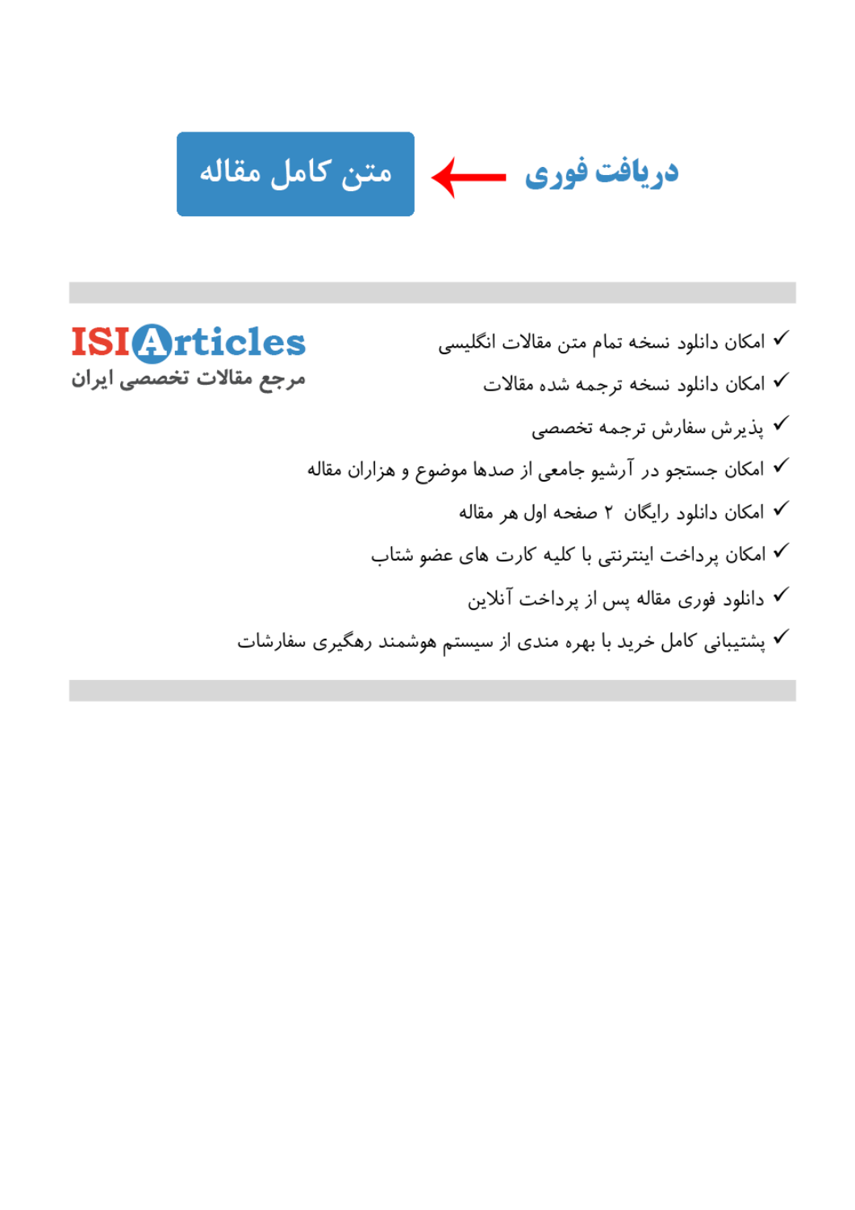دریافت فوری ← متن کامل مقاله

**ISIArticles**
مرجع مقالات تخصصی ایران

- ✓ امکان دانلود نسخه تمام متن مقالات انگلیسی
- ✓ امکان دانلود نسخه ترجمه شده مقالات
- ✓ پذیرش سفارش ترجمه تخصصی
- ✓ امکان جستجو در آرشیو جامعی از صدها موضوع و هزاران مقاله
- ✓ امکان دانلود رایگان ۲ صفحه اول هر مقاله
- ✓ امکان پرداخت اینترنتی با کلیه کارت های عضو شتاب
- ✓ دانلود فوری مقاله پس از پرداخت آنلاین
- ✓ پشتیبانی کامل خرید با بهره مندی از سیستم هوشمند رهگیری سفارشات